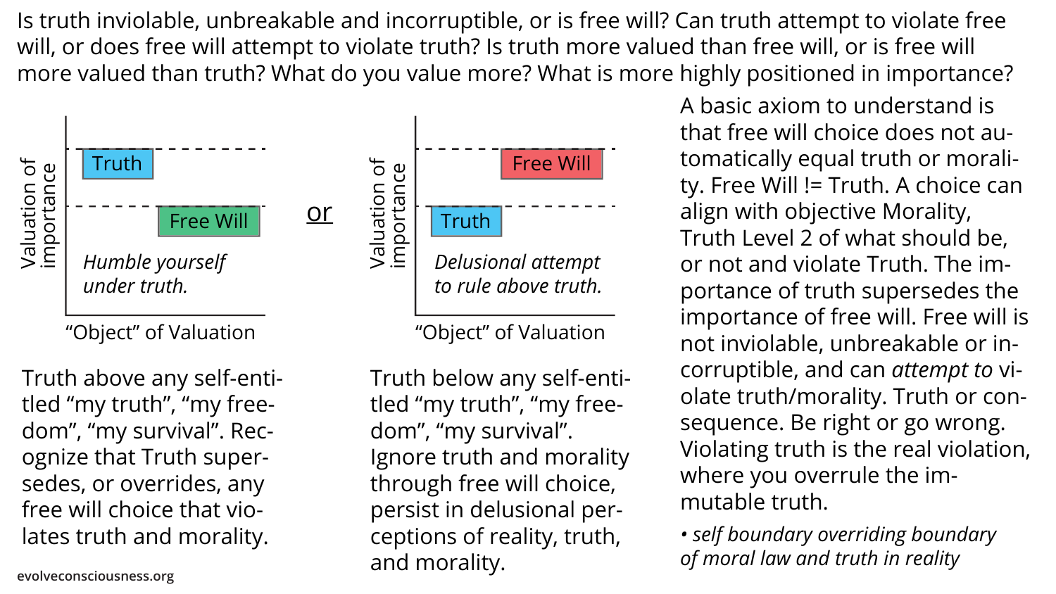Is truth inviolable, unbreakable and incorruptible, or is free will? Can truth attempt to violate free will, or does free will attempt to violate truth? Is truth more valued than free will, or is free will more valued than truth? What do you value more? What is more highly positioned in importance?

Valuation of importance

Truth

Free Will

*Humble yourself under truth.*

"Object" of Valuation

Truth above any self-entitled "my truth", "my freedom", "my survival". Recognize that Truth supersedes, or overrides, any free will choice that violates truth and morality.

or

Valuation of importance

Free Will

Truth

*Delusional attempt to rule above truth.*

"Object" of Valuation

Truth below any self-entitled "my truth", "my freedom", "my survival". Ignore truth and morality through free will choice, persist in delusional perceptions of reality, truth, and morality.

A basic axiom to understand is that free will choice does not automatically equal truth or morality. Free Will != Truth. A choice can align with objective Morality, Truth Level 2 of what should be, or not and violate Truth. The importance of truth supersedes the importance of free will. Free will is not inviolable, unbreakable or incorruptible, and can *attempt to* violate truth/morality. Truth or consequence. Be right or go wrong. Violating truth is the real violation, where you overrule the immutable truth.

- *self boundary overriding boundary of moral law and truth in reality*

evolveconsciousness.org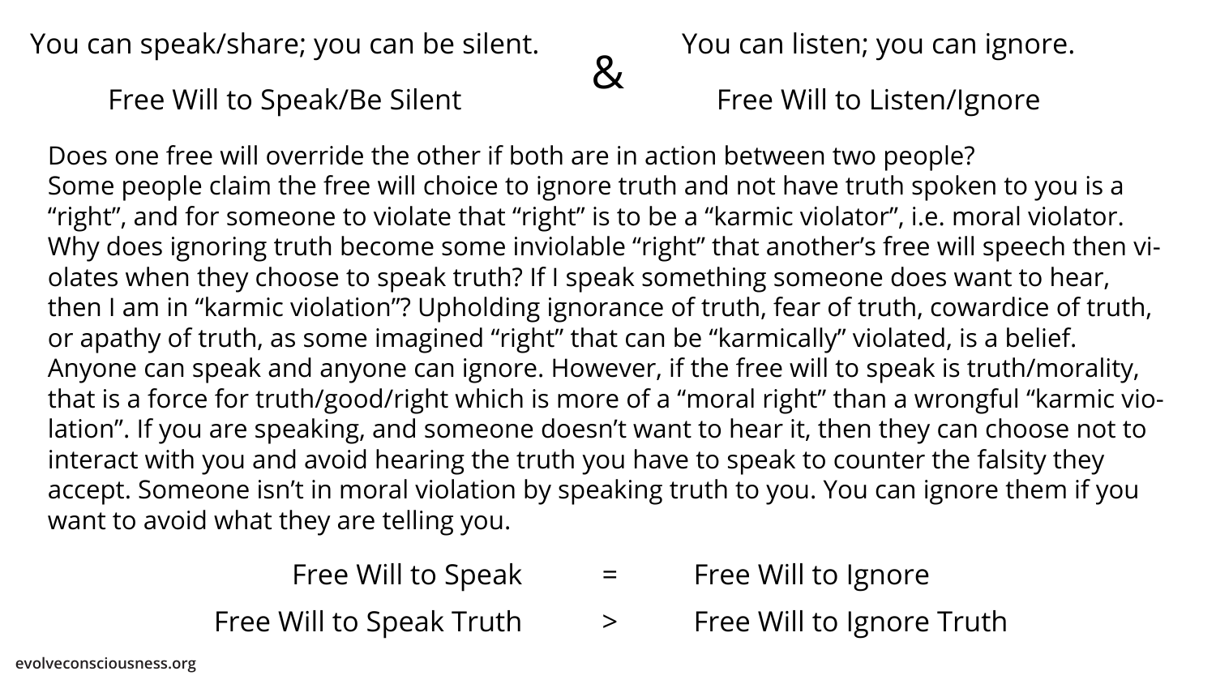You can speak/share; you can be silent. & You can listen; you can ignore.

Free Will to Speak/Be Silent & Free Will to Listen/Ignore

Does one free will override the other if both are in action between two people? Some people claim the free will choice to ignore truth and not have truth spoken to you is a “right”, and for someone to violate that “right” is to be a “karmic violator”, i.e. moral violator. Why does ignoring truth become some inviolable “right” that another’s free will speech then violates when they choose to speak truth? If I speak something someone does want to hear, then I am in “karmic violation”? Upholding ignorance of truth, fear of truth, cowardice of truth, or apathy of truth, as some imagined “right” that can be “karmically” violated, is a belief. Anyone can speak and anyone can ignore. However, if the free will to speak is truth/morality, that is a force for truth/good/right which is more of a “moral right” than a wrongful “karmic violation”. If you are speaking, and someone doesn’t want to hear it, then they can choose not to interact with you and avoid hearing the truth you have to speak to counter the falsity they accept. Someone isn’t in moral violation by speaking truth to you. You can ignore them if you want to avoid what they are telling you.

Free Will to Speak = Free Will to Ignore

Free Will to Speak Truth > Free Will to Ignore Truth

evolveconsciousness.org